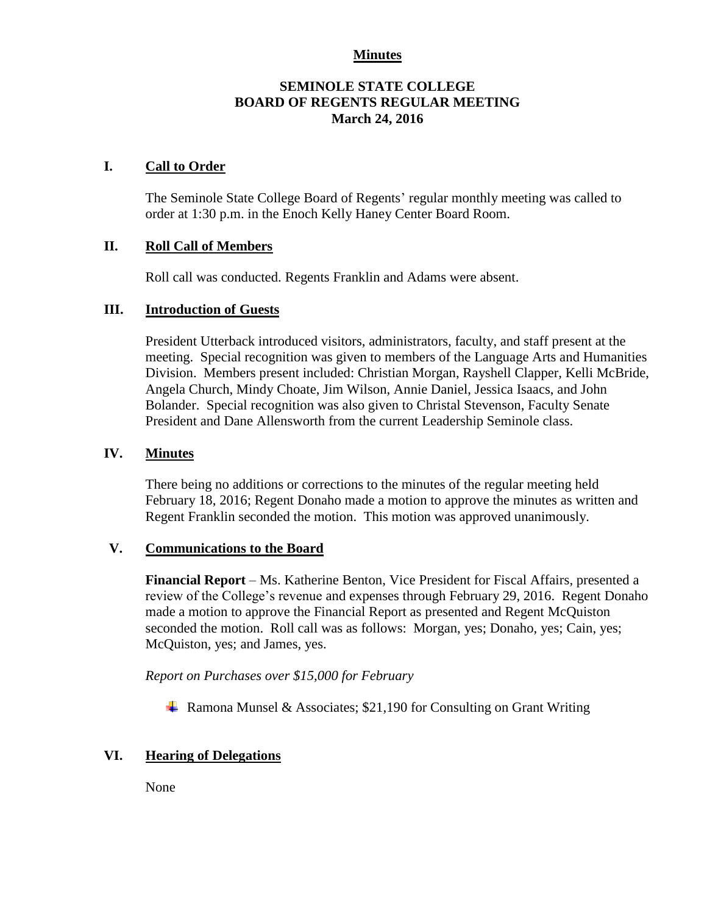**Minutes**

**SEMINOLE STATE COLLEGE**
**BOARD OF REGENTS REGULAR MEETING**
**March 24, 2016**

## I. Call to Order

The Seminole State College Board of Regents' regular monthly meeting was called to order at 1:30 p.m. in the Enoch Kelly Haney Center Board Room.

## II. Roll Call of Members

Roll call was conducted. Regents Franklin and Adams were absent.

## III. Introduction of Guests

President Utterback introduced visitors, administrators, faculty, and staff present at the meeting. Special recognition was given to members of the Language Arts and Humanities Division. Members present included: Christian Morgan, Rayshell Clapper, Kelli McBride, Angela Church, Mindy Choate, Jim Wilson, Annie Daniel, Jessica Isaacs, and John Bolander. Special recognition was also given to Christal Stevenson, Faculty Senate President and Dane Allensworth from the current Leadership Seminole class.

## IV. Minutes

There being no additions or corrections to the minutes of the regular meeting held February 18, 2016; Regent Donaho made a motion to approve the minutes as written and Regent Franklin seconded the motion. This motion was approved unanimously.

## V. Communications to the Board

**Financial Report** – Ms. Katherine Benton, Vice President for Fiscal Affairs, presented a review of the College's revenue and expenses through February 29, 2016. Regent Donaho made a motion to approve the Financial Report as presented and Regent McQuiston seconded the motion. Roll call was as follows: Morgan, yes; Donaho, yes; Cain, yes; McQuiston, yes; and James, yes.

*Report on Purchases over $15,000 for February*

- Ramona Munsel & Associates; $21,190 for Consulting on Grant Writing

## VI. Hearing of Delegations

None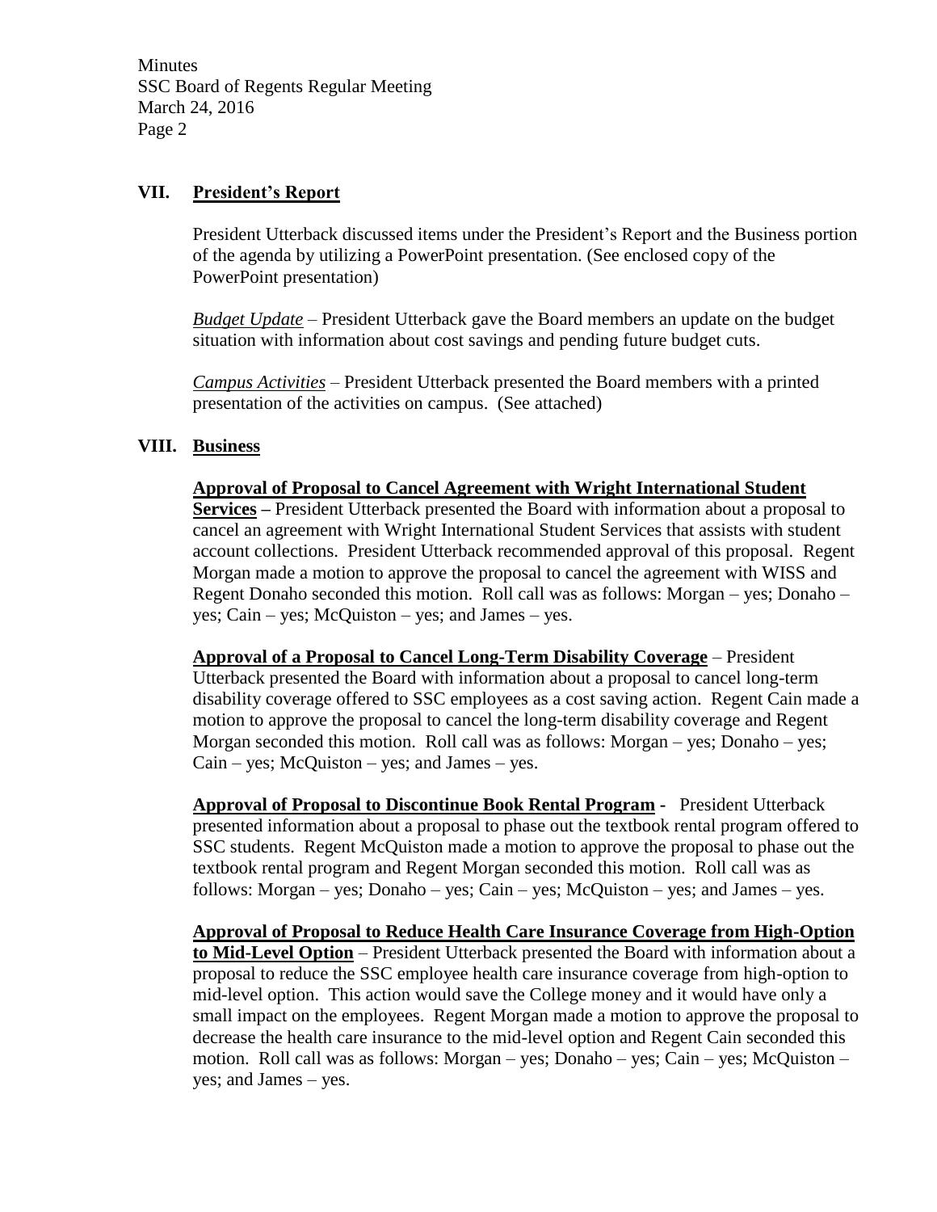## VII. President's Report

President Utterback discussed items under the President's Report and the Business portion of the agenda by utilizing a PowerPoint presentation. (See enclosed copy of the PowerPoint presentation)

*Budget Update* – President Utterback gave the Board members an update on the budget situation with information about cost savings and pending future budget cuts.

*Campus Activities* – President Utterback presented the Board members with a printed presentation of the activities on campus. (See attached)

## VIII. Business

**Approval of Proposal to Cancel Agreement with Wright International Student Services –** President Utterback presented the Board with information about a proposal to cancel an agreement with Wright International Student Services that assists with student account collections. President Utterback recommended approval of this proposal. Regent Morgan made a motion to approve the proposal to cancel the agreement with WISS and Regent Donaho seconded this motion. Roll call was as follows: Morgan – yes; Donaho – yes; Cain – yes; McQuiston – yes; and James – yes.

**Approval of a Proposal to Cancel Long-Term Disability Coverage** – President Utterback presented the Board with information about a proposal to cancel long-term disability coverage offered to SSC employees as a cost saving action. Regent Cain made a motion to approve the proposal to cancel the long-term disability coverage and Regent Morgan seconded this motion. Roll call was as follows: Morgan – yes; Donaho – yes; Cain – yes; McQuiston – yes; and James – yes.

**Approval of Proposal to Discontinue Book Rental Program** - President Utterback presented information about a proposal to phase out the textbook rental program offered to SSC students. Regent McQuiston made a motion to approve the proposal to phase out the textbook rental program and Regent Morgan seconded this motion. Roll call was as follows: Morgan – yes; Donaho – yes; Cain – yes; McQuiston – yes; and James – yes.

**Approval of Proposal to Reduce Health Care Insurance Coverage from High-Option to Mid-Level Option** – President Utterback presented the Board with information about a proposal to reduce the SSC employee health care insurance coverage from high-option to mid-level option. This action would save the College money and it would have only a small impact on the employees. Regent Morgan made a motion to approve the proposal to decrease the health care insurance to the mid-level option and Regent Cain seconded this motion. Roll call was as follows: Morgan – yes; Donaho – yes; Cain – yes; McQuiston – yes; and James – yes.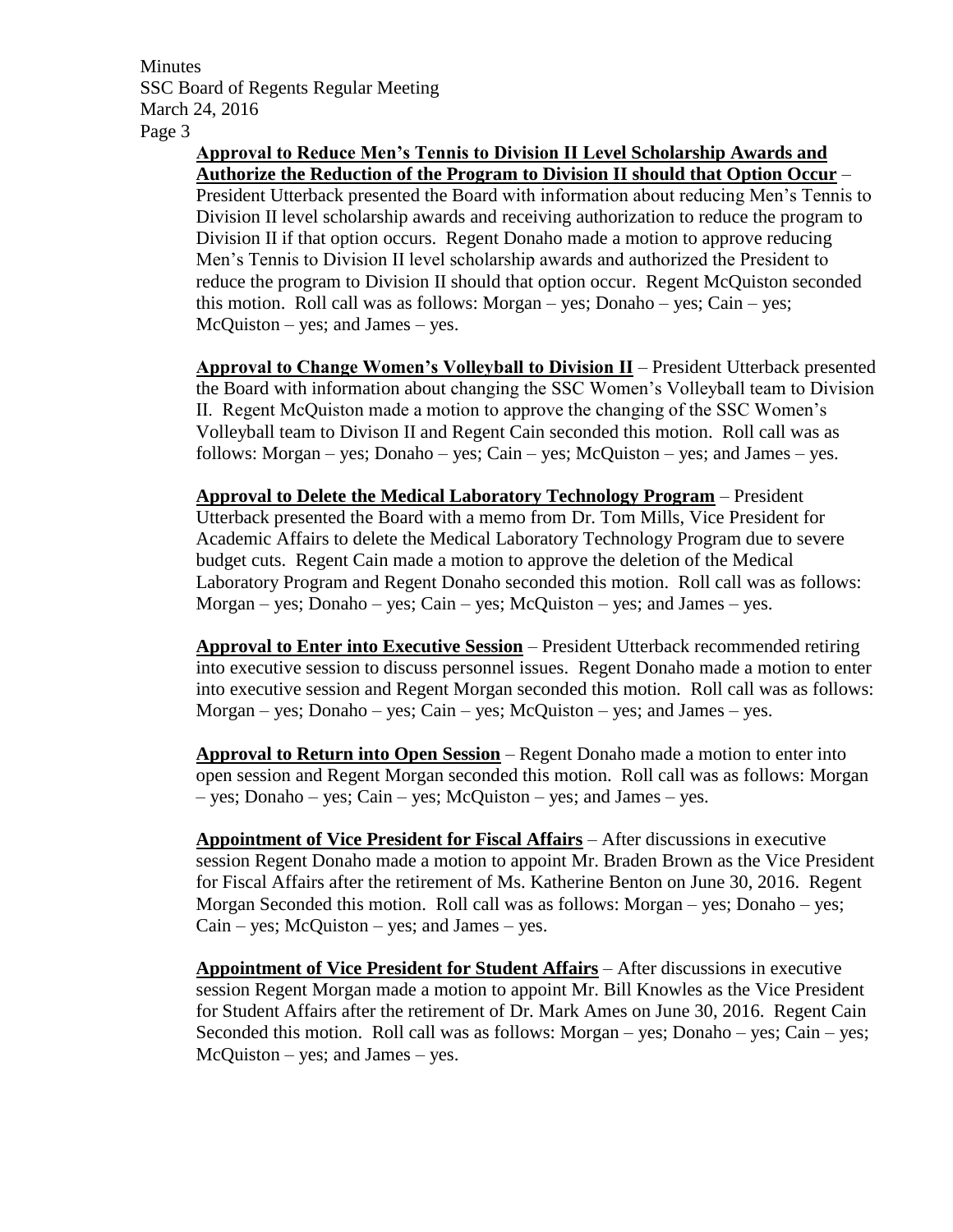**Approval to Reduce Men's Tennis to Division II Level Scholarship Awards and Authorize the Reduction of the Program to Division II should that Option Occur** – President Utterback presented the Board with information about reducing Men's Tennis to Division II level scholarship awards and receiving authorization to reduce the program to Division II if that option occurs. Regent Donaho made a motion to approve reducing Men's Tennis to Division II level scholarship awards and authorized the President to reduce the program to Division II should that option occur. Regent McQuiston seconded this motion. Roll call was as follows: Morgan – yes; Donaho – yes; Cain – yes; McQuiston – yes; and James – yes.

**Approval to Change Women's Volleyball to Division II** – President Utterback presented the Board with information about changing the SSC Women's Volleyball team to Division II. Regent McQuiston made a motion to approve the changing of the SSC Women's Volleyball team to Divison II and Regent Cain seconded this motion. Roll call was as follows: Morgan – yes; Donaho – yes; Cain – yes; McQuiston – yes; and James – yes.

**Approval to Delete the Medical Laboratory Technology Program** – President Utterback presented the Board with a memo from Dr. Tom Mills, Vice President for Academic Affairs to delete the Medical Laboratory Technology Program due to severe budget cuts. Regent Cain made a motion to approve the deletion of the Medical Laboratory Program and Regent Donaho seconded this motion. Roll call was as follows: Morgan – yes; Donaho – yes; Cain – yes; McQuiston – yes; and James – yes.

**Approval to Enter into Executive Session** – President Utterback recommended retiring into executive session to discuss personnel issues. Regent Donaho made a motion to enter into executive session and Regent Morgan seconded this motion. Roll call was as follows: Morgan – yes; Donaho – yes; Cain – yes; McQuiston – yes; and James – yes.

**Approval to Return into Open Session** – Regent Donaho made a motion to enter into open session and Regent Morgan seconded this motion. Roll call was as follows: Morgan – yes; Donaho – yes; Cain – yes; McQuiston – yes; and James – yes.

**Appointment of Vice President for Fiscal Affairs** – After discussions in executive session Regent Donaho made a motion to appoint Mr. Braden Brown as the Vice President for Fiscal Affairs after the retirement of Ms. Katherine Benton on June 30, 2016. Regent Morgan Seconded this motion. Roll call was as follows: Morgan – yes; Donaho – yes; Cain – yes; McQuiston – yes; and James – yes.

**Appointment of Vice President for Student Affairs** – After discussions in executive session Regent Morgan made a motion to appoint Mr. Bill Knowles as the Vice President for Student Affairs after the retirement of Dr. Mark Ames on June 30, 2016. Regent Cain Seconded this motion. Roll call was as follows: Morgan – yes; Donaho – yes; Cain – yes; McQuiston – yes; and James – yes.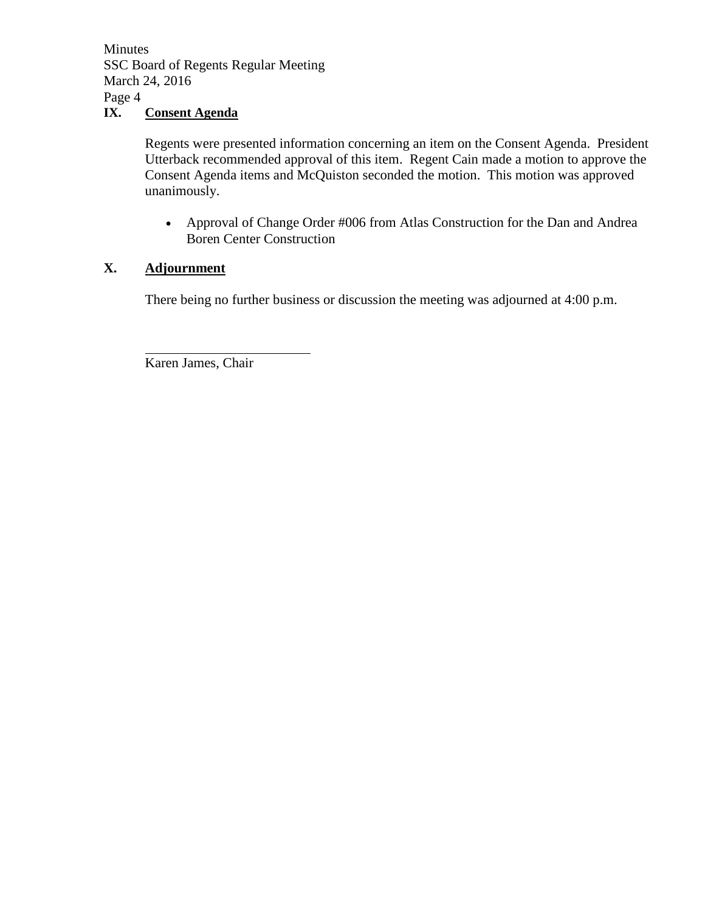## IX. Consent Agenda

Regents were presented information concerning an item on the Consent Agenda. President Utterback recommended approval of this item. Regent Cain made a motion to approve the Consent Agenda items and McQuiston seconded the motion. This motion was approved unanimously.

- Approval of Change Order #006 from Atlas Construction for the Dan and Andrea Boren Center Construction

## X. Adjournment

There being no further business or discussion the meeting was adjourned at 4:00 p.m.

\_\_\_\_\_\_\_\_\_\_\_\_\_\_\_\_\_\_\_\_\_\_\_\_\_\_

Karen James, Chair